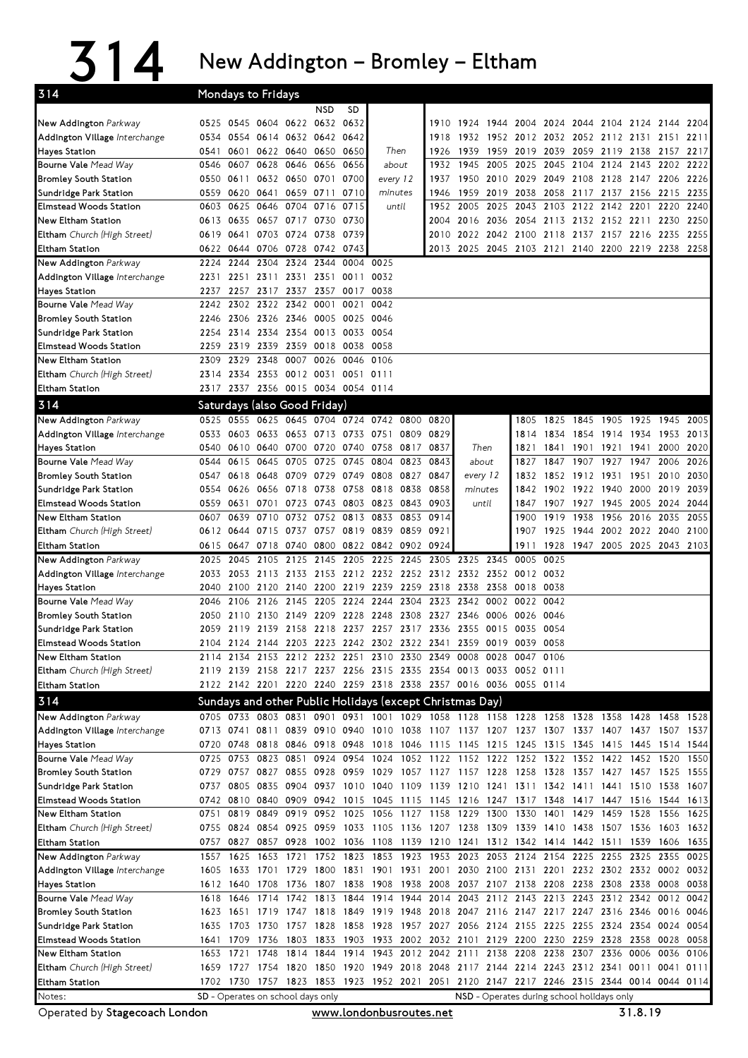# 314 New Addington – Bromley – Eltham

## 314 Mondays to Fridays

| | | | | | NSD | SD | | | | | | | | | | | |
|---|---|---|---|---|---|---|---|---|---|---|---|---|---|---|---|---|---|
| New Addington *Parkway* | 0525 | 0545 | 0604 | 0622 | 0632 | 0632 | | 1910 | 1924 | 1944 | 2004 | 2024 | 2044 | 2104 | 2124 | 2144 | 2204 |
| Addington Village *Interchange* | 0534 | 0554 | 0614 | 0632 | 0642 | 0642 | | 1918 | 1932 | 1952 | 2012 | 2032 | 2052 | 2112 | 2131 | 2151 | 2211 |
| Hayes Station | 0541 | 0601 | 0622 | 0640 | 0650 | 0650 | Then | 1926 | 1939 | 1959 | 2019 | 2039 | 2059 | 2119 | 2138 | 2157 | 2217 |
| Bourne Vale *Mead Way* | 0546 | 0607 | 0628 | 0646 | 0656 | 0656 | about | 1932 | 1945 | 2005 | 2025 | 2045 | 2104 | 2124 | 2143 | 2202 | 2222 |
| Bromley South Station | 0550 | 0611 | 0632 | 0650 | 0701 | 0700 | every 12 | 1937 | 1950 | 2010 | 2029 | 2049 | 2108 | 2128 | 2147 | 2206 | 2226 |
| Sundridge Park Station | 0559 | 0620 | 0641 | 0659 | 0711 | 0710 | minutes | 1946 | 1959 | 2019 | 2038 | 2058 | 2117 | 2137 | 2156 | 2215 | 2235 |
| Elmstead Woods Station | 0603 | 0625 | 0646 | 0704 | 0716 | 0715 | until | 1952 | 2005 | 2025 | 2043 | 2103 | 2122 | 2142 | 2201 | 2220 | 2240 |
| New Eltham Station | 0613 | 0635 | 0657 | 0717 | 0730 | 0730 | | 2004 | 2016 | 2036 | 2054 | 2113 | 2132 | 2152 | 2211 | 2230 | 2250 |
| Eltham *Church (High Street)* | 0619 | 0641 | 0703 | 0724 | 0738 | 0739 | | 2010 | 2022 | 2042 | 2100 | 2118 | 2137 | 2157 | 2216 | 2235 | 2255 |
| Eltham Station | 0622 | 0644 | 0706 | 0728 | 0742 | 0743 | | 2013 | 2025 | 2045 | 2103 | 2121 | 2140 | 2200 | 2219 | 2238 | 2258 |

| | | | | | | | |
|---|---|---|---|---|---|---|---|
| New Addington *Parkway* | 2224 | 2244 | 2304 | 2324 | 2344 | 0004 | 0025 |
| Addington Village *Interchange* | 2231 | 2251 | 2311 | 2331 | 2351 | 0011 | 0032 |
| Hayes Station | 2237 | 2257 | 2317 | 2337 | 2357 | 0017 | 0038 |
| Bourne Vale *Mead Way* | 2242 | 2302 | 2322 | 2342 | 0001 | 0021 | 0042 |
| Bromley South Station | 2246 | 2306 | 2326 | 2346 | 0005 | 0025 | 0046 |
| Sundridge Park Station | 2254 | 2314 | 2334 | 2354 | 0013 | 0033 | 0054 |
| Elmstead Woods Station | 2259 | 2319 | 2339 | 2359 | 0018 | 0038 | 0058 |
| New Eltham Station | 2309 | 2329 | 2348 | 0007 | 0026 | 0046 | 0106 |
| Eltham *Church (High Street)* | 2314 | 2334 | 2353 | 0012 | 0031 | 0051 | 0111 |
| Eltham Station | 2317 | 2337 | 2356 | 0015 | 0034 | 0054 | 0114 |

## 314 Saturdays (also Good Friday)

| | | | | | | | | | | | | | | | | | | |
|---|---|---|---|---|---|---|---|---|---|---|---|---|---|---|---|---|---|---|
| New Addington *Parkway* | 0525 | 0555 | 0625 | 0645 | 0704 | 0724 | 0742 | 0800 | 0820 | | 1805 | 1825 | 1845 | 1905 | 1925 | 1945 | 2005 |
| Addington Village *Interchange* | 0533 | 0603 | 0633 | 0653 | 0713 | 0733 | 0751 | 0809 | 0829 | | 1814 | 1834 | 1854 | 1914 | 1934 | 1953 | 2013 |
| Hayes Station | 0540 | 0610 | 0640 | 0700 | 0720 | 0740 | 0758 | 0817 | 0837 | Then | 1821 | 1841 | 1901 | 1921 | 1941 | 2000 | 2020 |
| Bourne Vale *Mead Way* | 0544 | 0615 | 0645 | 0705 | 0725 | 0745 | 0804 | 0823 | 0843 | about | 1827 | 1847 | 1907 | 1927 | 1947 | 2006 | 2026 |
| Bromley South Station | 0547 | 0618 | 0648 | 0709 | 0729 | 0749 | 0808 | 0827 | 0847 | every 12 | 1832 | 1852 | 1912 | 1931 | 1951 | 2010 | 2030 |
| Sundridge Park Station | 0554 | 0626 | 0656 | 0718 | 0738 | 0758 | 0818 | 0838 | 0858 | minutes | 1842 | 1902 | 1922 | 1940 | 2000 | 2019 | 2039 |
| Elmstead Woods Station | 0559 | 0631 | 0701 | 0723 | 0743 | 0803 | 0823 | 0843 | 0903 | until | 1847 | 1907 | 1927 | 1945 | 2005 | 2024 | 2044 |
| New Eltham Station | 0607 | 0639 | 0710 | 0732 | 0752 | 0813 | 0833 | 0853 | 0914 | | 1900 | 1919 | 1938 | 1956 | 2016 | 2035 | 2055 |
| Eltham *Church (High Street)* | 0612 | 0644 | 0715 | 0737 | 0757 | 0819 | 0839 | 0859 | 0921 | | 1907 | 1925 | 1944 | 2002 | 2022 | 2040 | 2100 |
| Eltham Station | 0615 | 0647 | 0718 | 0740 | 0800 | 0822 | 0842 | 0902 | 0924 | | 1911 | 1928 | 1947 | 2005 | 2025 | 2043 | 2103 |

| | | | | | | | | | | | | | |
|---|---|---|---|---|---|---|---|---|---|---|---|---|---|
| New Addington *Parkway* | 2025 | 2045 | 2105 | 2125 | 2145 | 2205 | 2225 | 2245 | 2305 | 2325 | 2345 | 0005 | 0025 |
| Addington Village *Interchange* | 2033 | 2053 | 2113 | 2133 | 2153 | 2212 | 2232 | 2252 | 2312 | 2332 | 2352 | 0012 | 0032 |
| Hayes Station | 2040 | 2100 | 2120 | 2140 | 2200 | 2219 | 2239 | 2259 | 2318 | 2338 | 2358 | 0018 | 0038 |
| Bourne Vale *Mead Way* | 2046 | 2106 | 2126 | 2145 | 2205 | 2224 | 2244 | 2304 | 2323 | 2342 | 0002 | 0022 | 0042 |
| Bromley South Station | 2050 | 2110 | 2130 | 2149 | 2209 | 2228 | 2248 | 2308 | 2327 | 2346 | 0006 | 0026 | 0046 |
| Sundridge Park Station | 2059 | 2119 | 2139 | 2158 | 2218 | 2237 | 2257 | 2317 | 2336 | 2355 | 0015 | 0035 | 0054 |
| Elmstead Woods Station | 2104 | 2124 | 2144 | 2203 | 2223 | 2242 | 2302 | 2322 | 2341 | 2359 | 0019 | 0039 | 0058 |
| New Eltham Station | 2114 | 2134 | 2153 | 2212 | 2232 | 2251 | 2310 | 2330 | 2349 | 0008 | 0028 | 0047 | 0106 |
| Eltham *Church (High Street)* | 2119 | 2139 | 2158 | 2217 | 2237 | 2256 | 2315 | 2335 | 2354 | 0013 | 0033 | 0052 | 0111 |
| Eltham Station | 2122 | 2142 | 2201 | 2220 | 2240 | 2259 | 2318 | 2338 | 2357 | 0016 | 0036 | 0055 | 0114 |

## 314 Sundays and other Public Holidays (except Christmas Day)

| | | | | | | | | | | | | | | | | | | |
|---|---|---|---|---|---|---|---|---|---|---|---|---|---|---|---|---|---|---|
| New Addington *Parkway* | 0705 | 0733 | 0803 | 0831 | 0901 | 0931 | 1001 | 1029 | 1058 | 1128 | 1158 | 1228 | 1258 | 1328 | 1358 | 1428 | 1458 | 1528 |
| Addington Village *Interchange* | 0713 | 0741 | 0811 | 0839 | 0910 | 0940 | 1010 | 1038 | 1107 | 1137 | 1207 | 1237 | 1307 | 1337 | 1407 | 1437 | 1507 | 1537 |
| Hayes Station | 0720 | 0748 | 0818 | 0846 | 0918 | 0948 | 1018 | 1046 | 1115 | 1145 | 1215 | 1245 | 1315 | 1345 | 1415 | 1445 | 1514 | 1544 |
| Bourne Vale *Mead Way* | 0725 | 0753 | 0823 | 0851 | 0924 | 0954 | 1024 | 1052 | 1122 | 1152 | 1222 | 1252 | 1322 | 1352 | 1422 | 1452 | 1520 | 1550 |
| Bromley South Station | 0729 | 0757 | 0827 | 0855 | 0928 | 0959 | 1029 | 1057 | 1127 | 1157 | 1228 | 1258 | 1328 | 1357 | 1427 | 1457 | 1525 | 1555 |
| Sundridge Park Station | 0737 | 0805 | 0835 | 0904 | 0937 | 1010 | 1040 | 1109 | 1139 | 1210 | 1241 | 1311 | 1342 | 1411 | 1441 | 1510 | 1538 | 1607 |
| Elmstead Woods Station | 0742 | 0810 | 0840 | 0909 | 0942 | 1015 | 1045 | 1115 | 1145 | 1216 | 1247 | 1317 | 1348 | 1417 | 1447 | 1516 | 1544 | 1613 |
| New Eltham Station | 0751 | 0819 | 0849 | 0919 | 0952 | 1025 | 1056 | 1127 | 1158 | 1229 | 1300 | 1330 | 1401 | 1429 | 1459 | 1528 | 1556 | 1625 |
| Eltham *Church (High Street)* | 0755 | 0824 | 0854 | 0925 | 0959 | 1033 | 1105 | 1136 | 1207 | 1238 | 1309 | 1339 | 1410 | 1438 | 1507 | 1536 | 1603 | 1632 |
| Eltham Station | 0757 | 0827 | 0857 | 0928 | 1002 | 1036 | 1108 | 1139 | 1210 | 1241 | 1312 | 1342 | 1414 | 1442 | 1511 | 1539 | 1606 | 1635 |

| | | | | | | | | | | | | | | | | | | |
|---|---|---|---|---|---|---|---|---|---|---|---|---|---|---|---|---|---|---|
| New Addington *Parkway* | 1557 | 1625 | 1653 | 1721 | 1752 | 1823 | 1853 | 1923 | 1953 | 2023 | 2053 | 2124 | 2154 | 2225 | 2255 | 2325 | 2355 | 0025 |
| Addington Village *Interchange* | 1605 | 1633 | 1701 | 1729 | 1800 | 1831 | 1901 | 1931 | 2001 | 2030 | 2100 | 2131 | 2201 | 2232 | 2302 | 2332 | 0002 | 0032 |
| Hayes Station | 1612 | 1640 | 1708 | 1736 | 1807 | 1838 | 1908 | 1938 | 2008 | 2037 | 2107 | 2138 | 2208 | 2238 | 2308 | 2338 | 0008 | 0038 |
| Bourne Vale *Mead Way* | 1618 | 1646 | 1714 | 1742 | 1813 | 1844 | 1914 | 1944 | 2014 | 2043 | 2112 | 2143 | 2213 | 2243 | 2312 | 2342 | 0012 | 0042 |
| Bromley South Station | 1623 | 1651 | 1719 | 1747 | 1818 | 1849 | 1919 | 1948 | 2018 | 2047 | 2116 | 2147 | 2217 | 2247 | 2316 | 2346 | 0016 | 0046 |
| Sundridge Park Station | 1635 | 1703 | 1730 | 1757 | 1828 | 1858 | 1928 | 1957 | 2027 | 2056 | 2124 | 2155 | 2225 | 2255 | 2324 | 2354 | 0024 | 0054 |
| Elmstead Woods Station | 1641 | 1709 | 1736 | 1803 | 1833 | 1903 | 1933 | 2002 | 2032 | 2101 | 2129 | 2200 | 2230 | 2259 | 2328 | 2358 | 0028 | 0058 |
| New Eltham Station | 1653 | 1721 | 1748 | 1814 | 1844 | 1914 | 1943 | 2012 | 2042 | 2111 | 2138 | 2208 | 2238 | 2307 | 2336 | 0006 | 0036 | 0106 |
| Eltham *Church (High Street)* | 1659 | 1727 | 1754 | 1820 | 1850 | 1920 | 1949 | 2018 | 2048 | 2117 | 2144 | 2214 | 2243 | 2312 | 2341 | 0011 | 0041 | 0111 |
| Eltham Station | 1702 | 1730 | 1757 | 1823 | 1853 | 1923 | 1952 | 2021 | 2051 | 2120 | 2147 | 2217 | 2246 | 2315 | 2344 | 0014 | 0044 | 0114 |

Notes: SD - Operates on school days only. NSD - Operates during school holidays only

Operated by Stagecoach London — www.londonbusroutes.net — 31.8.19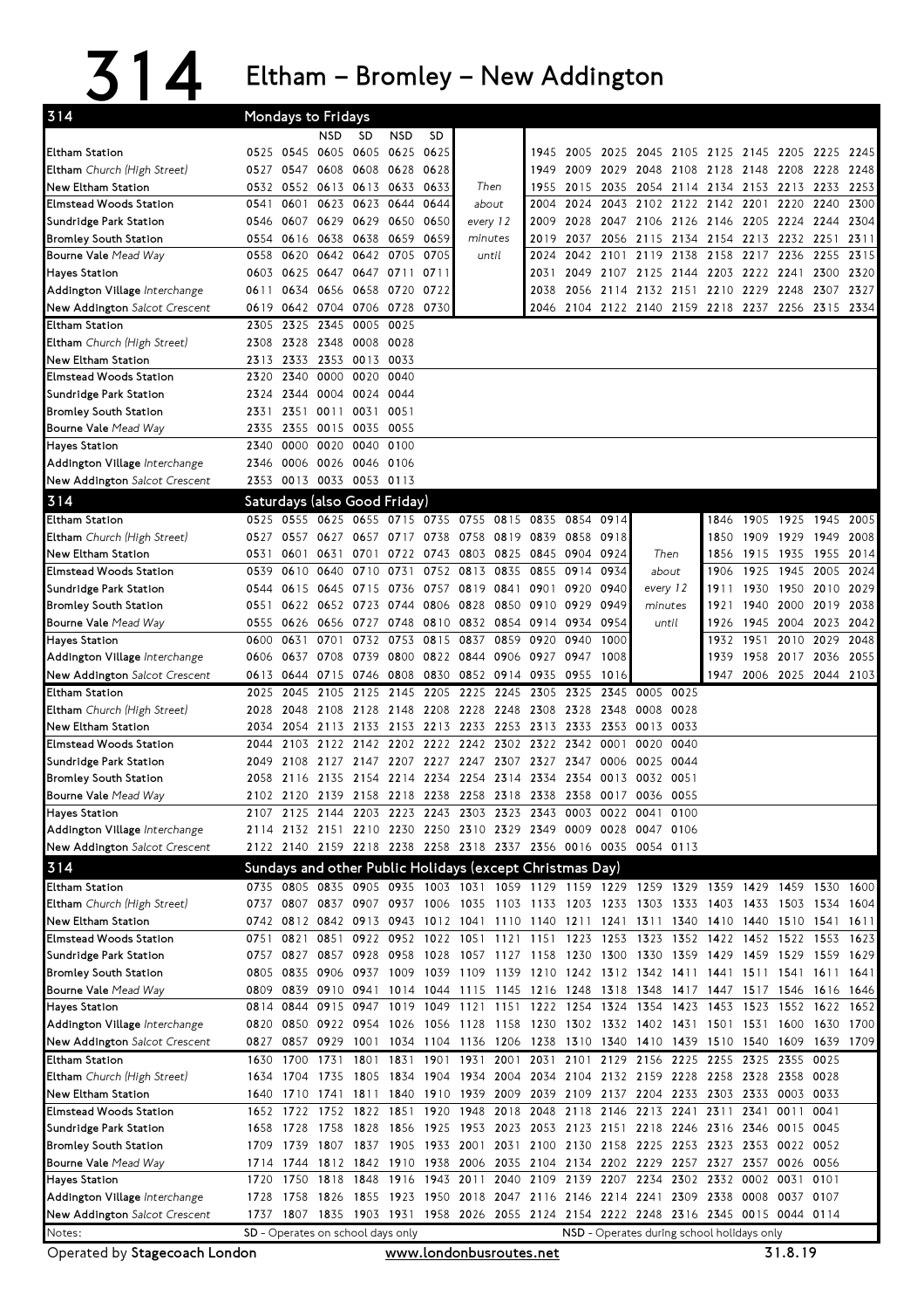# 314 Eltham – Bromley – New Addington

## Mondays to Fridays

| 314 | | NSD | SD | NSD | SD | | | | | | | | | | |
|---|---|---|---|---|---|---|---|---|---|---|---|---|---|---|---|
| Eltham Station | 0525 | 0545 | 0605 | 0605 | 0625 | 0625 | | 1945 | 2005 | 2025 | 2045 | 2105 | 2125 | 2145 | 2205 | 2225 | 2245 |
| Eltham *Church (High Street)* | 0527 | 0547 | 0608 | 0608 | 0628 | 0628 | | 1949 | 2009 | 2029 | 2048 | 2108 | 2128 | 2148 | 2208 | 2228 | 2248 |
| New Eltham Station | 0532 | 0552 | 0613 | 0613 | 0633 | 0633 | Then | 1955 | 2015 | 2035 | 2054 | 2114 | 2134 | 2153 | 2213 | 2233 | 2253 |
| Elmstead Woods Station | 0541 | 0601 | 0623 | 0623 | 0644 | 0644 | about | 2004 | 2024 | 2043 | 2102 | 2122 | 2142 | 2201 | 2220 | 2240 | 2300 |
| Sundridge Park Station | 0546 | 0607 | 0629 | 0629 | 0650 | 0650 | every 12 | 2009 | 2028 | 2047 | 2106 | 2126 | 2146 | 2205 | 2224 | 2244 | 2304 |
| Bromley South Station | 0554 | 0616 | 0638 | 0638 | 0659 | 0659 | minutes | 2019 | 2037 | 2056 | 2115 | 2134 | 2154 | 2213 | 2232 | 2251 | 2311 |
| Bourne Vale *Mead Way* | 0558 | 0620 | 0642 | 0642 | 0705 | 0705 | until | 2024 | 2042 | 2101 | 2119 | 2138 | 2158 | 2217 | 2236 | 2255 | 2315 |
| Hayes Station | 0603 | 0625 | 0647 | 0647 | 0711 | 0711 | | 2031 | 2049 | 2107 | 2125 | 2144 | 2203 | 2222 | 2241 | 2300 | 2320 |
| Addington Village *Interchange* | 0611 | 0634 | 0656 | 0658 | 0720 | 0722 | | 2038 | 2056 | 2114 | 2132 | 2151 | 2210 | 2229 | 2248 | 2307 | 2327 |
| New Addington *Salcot Crescent* | 0619 | 0642 | 0704 | 0706 | 0728 | 0730 | | 2046 | 2104 | 2122 | 2140 | 2159 | 2218 | 2237 | 2256 | 2315 | 2334 |

| | | | | | |
|---|---|---|---|---|---|
| Eltham Station | 2305 | 2325 | 2345 | 0005 | 0025 |
| Eltham *Church (High Street)* | 2308 | 2328 | 2348 | 0008 | 0028 |
| New Eltham Station | 2313 | 2333 | 2353 | 0013 | 0033 |
| Elmstead Woods Station | 2320 | 2340 | 0000 | 0020 | 0040 |
| Sundridge Park Station | 2324 | 2344 | 0004 | 0024 | 0044 |
| Bromley South Station | 2331 | 2351 | 0011 | 0031 | 0051 |
| Bourne Vale *Mead Way* | 2335 | 2355 | 0015 | 0035 | 0055 |
| Hayes Station | 2340 | 0000 | 0020 | 0040 | 0100 |
| Addington Village *Interchange* | 2346 | 0006 | 0026 | 0046 | 0106 |
| New Addington *Salcot Crescent* | 2353 | 0013 | 0033 | 0053 | 0113 |

## Saturdays (also Good Friday)

| 314 | | | | | | | | | | | | | | | | | |
|---|---|---|---|---|---|---|---|---|---|---|---|---|---|---|---|---|---|
| Eltham Station | 0525 | 0555 | 0625 | 0655 | 0715 | 0735 | 0755 | 0815 | 0835 | 0854 | 0914 | | 1846 | 1905 | 1925 | 1945 | 2005 |
| Eltham *Church (High Street)* | 0527 | 0557 | 0627 | 0657 | 0717 | 0738 | 0758 | 0819 | 0839 | 0858 | 0918 | | 1850 | 1909 | 1929 | 1949 | 2008 |
| New Eltham Station | 0531 | 0601 | 0631 | 0701 | 0722 | 0743 | 0803 | 0825 | 0845 | 0904 | 0924 | Then | 1856 | 1915 | 1935 | 1955 | 2014 |
| Elmstead Woods Station | 0539 | 0610 | 0640 | 0710 | 0731 | 0752 | 0813 | 0835 | 0855 | 0914 | 0934 | about | 1906 | 1925 | 1945 | 2005 | 2024 |
| Sundridge Park Station | 0544 | 0615 | 0645 | 0715 | 0736 | 0757 | 0819 | 0841 | 0901 | 0920 | 0940 | every 12 | 1911 | 1930 | 1950 | 2010 | 2029 |
| Bromley South Station | 0551 | 0622 | 0652 | 0723 | 0744 | 0806 | 0828 | 0850 | 0910 | 0929 | 0949 | minutes | 1921 | 1940 | 2000 | 2019 | 2038 |
| Bourne Vale *Mead Way* | 0555 | 0626 | 0656 | 0727 | 0748 | 0810 | 0832 | 0854 | 0914 | 0934 | 0954 | until | 1926 | 1945 | 2004 | 2023 | 2042 |
| Hayes Station | 0600 | 0631 | 0701 | 0732 | 0753 | 0815 | 0837 | 0859 | 0920 | 0940 | 1000 | | 1932 | 1951 | 2010 | 2029 | 2048 |
| Addington Village *Interchange* | 0606 | 0637 | 0708 | 0739 | 0800 | 0822 | 0844 | 0906 | 0927 | 0947 | 1008 | | 1939 | 1958 | 2017 | 2036 | 2055 |
| New Addington *Salcot Crescent* | 0613 | 0644 | 0715 | 0746 | 0808 | 0830 | 0852 | 0914 | 0935 | 0955 | 1016 | | 1947 | 2006 | 2025 | 2044 | 2103 |

| | | | | | | | | | | | | | |
|---|---|---|---|---|---|---|---|---|---|---|---|---|---|
| Eltham Station | 2025 | 2045 | 2105 | 2125 | 2145 | 2205 | 2225 | 2245 | 2305 | 2325 | 2345 | 0005 | 0025 |
| Eltham *Church (High Street)* | 2028 | 2048 | 2108 | 2128 | 2148 | 2208 | 2228 | 2248 | 2308 | 2328 | 2348 | 0008 | 0028 |
| New Eltham Station | 2034 | 2054 | 2113 | 2133 | 2153 | 2213 | 2233 | 2253 | 2313 | 2333 | 2353 | 0013 | 0033 |
| Elmstead Woods Station | 2044 | 2103 | 2122 | 2142 | 2202 | 2222 | 2242 | 2302 | 2322 | 2342 | 0001 | 0020 | 0040 |
| Sundridge Park Station | 2049 | 2108 | 2127 | 2147 | 2207 | 2227 | 2247 | 2307 | 2327 | 2347 | 0006 | 0025 | 0044 |
| Bromley South Station | 2058 | 2116 | 2135 | 2154 | 2214 | 2234 | 2254 | 2314 | 2334 | 2354 | 0013 | 0032 | 0051 |
| Bourne Vale *Mead Way* | 2102 | 2120 | 2139 | 2158 | 2218 | 2238 | 2258 | 2318 | 2338 | 2358 | 0017 | 0036 | 0055 |
| Hayes Station | 2107 | 2125 | 2144 | 2203 | 2223 | 2243 | 2303 | 2323 | 2343 | 0003 | 0022 | 0041 | 0100 |
| Addington Village *Interchange* | 2114 | 2132 | 2151 | 2210 | 2230 | 2250 | 2310 | 2329 | 2349 | 0009 | 0028 | 0047 | 0106 |
| New Addington *Salcot Crescent* | 2122 | 2140 | 2159 | 2218 | 2238 | 2258 | 2318 | 2337 | 2356 | 0016 | 0035 | 0054 | 0113 |

## Sundays and other Public Holidays (except Christmas Day)

| 314 | | | | | | | | | | | | | | | | | | | |
|---|---|---|---|---|---|---|---|---|---|---|---|---|---|---|---|---|---|---|---|
| Eltham Station | 0735 | 0805 | 0835 | 0905 | 0935 | 1003 | 1031 | 1059 | 1129 | 1159 | 1229 | 1259 | 1329 | 1359 | 1429 | 1459 | 1530 | 1600 |
| Eltham *Church (High Street)* | 0737 | 0807 | 0837 | 0907 | 0937 | 1006 | 1035 | 1103 | 1133 | 1203 | 1233 | 1303 | 1333 | 1403 | 1433 | 1503 | 1534 | 1604 |
| New Eltham Station | 0742 | 0812 | 0842 | 0913 | 0943 | 1012 | 1041 | 1110 | 1140 | 1211 | 1241 | 1311 | 1340 | 1410 | 1440 | 1510 | 1541 | 1611 |
| Elmstead Woods Station | 0751 | 0821 | 0851 | 0922 | 0952 | 1022 | 1051 | 1121 | 1151 | 1223 | 1253 | 1323 | 1352 | 1422 | 1452 | 1522 | 1553 | 1623 |
| Sundridge Park Station | 0757 | 0827 | 0857 | 0928 | 0958 | 1028 | 1057 | 1127 | 1158 | 1230 | 1300 | 1330 | 1359 | 1429 | 1459 | 1529 | 1559 | 1629 |
| Bromley South Station | 0805 | 0835 | 0906 | 0937 | 1009 | 1039 | 1109 | 1139 | 1210 | 1242 | 1312 | 1342 | 1411 | 1441 | 1511 | 1541 | 1611 | 1641 |
| Bourne Vale *Mead Way* | 0809 | 0839 | 0910 | 0941 | 1014 | 1044 | 1115 | 1145 | 1216 | 1248 | 1318 | 1348 | 1417 | 1447 | 1517 | 1546 | 1616 | 1646 |
| Hayes Station | 0814 | 0844 | 0915 | 0947 | 1019 | 1049 | 1121 | 1151 | 1222 | 1254 | 1324 | 1354 | 1423 | 1453 | 1523 | 1552 | 1622 | 1652 |
| Addington Village *Interchange* | 0820 | 0850 | 0922 | 0954 | 1026 | 1056 | 1128 | 1158 | 1230 | 1302 | 1332 | 1402 | 1431 | 1501 | 1531 | 1600 | 1630 | 1700 |
| New Addington *Salcot Crescent* | 0827 | 0857 | 0929 | 1001 | 1034 | 1104 | 1136 | 1206 | 1238 | 1310 | 1340 | 1410 | 1439 | 1510 | 1540 | 1609 | 1639 | 1709 |

| | | | | | | | | | | | | | | | | | |
|---|---|---|---|---|---|---|---|---|---|---|---|---|---|---|---|---|---|
| Eltham Station | 1630 | 1700 | 1731 | 1801 | 1831 | 1901 | 1931 | 2001 | 2031 | 2101 | 2129 | 2156 | 2225 | 2255 | 2325 | 2355 | 0025 |
| Eltham *Church (High Street)* | 1634 | 1704 | 1735 | 1805 | 1834 | 1904 | 1934 | 2004 | 2034 | 2104 | 2132 | 2159 | 2228 | 2258 | 2328 | 2358 | 0028 |
| New Eltham Station | 1640 | 1710 | 1741 | 1811 | 1840 | 1910 | 1939 | 2009 | 2039 | 2109 | 2137 | 2204 | 2233 | 2303 | 2333 | 0003 | 0033 |
| Elmstead Woods Station | 1652 | 1722 | 1752 | 1822 | 1851 | 1920 | 1948 | 2018 | 2048 | 2118 | 2146 | 2213 | 2241 | 2311 | 2341 | 0011 | 0041 |
| Sundridge Park Station | 1658 | 1728 | 1758 | 1828 | 1856 | 1925 | 1953 | 2023 | 2053 | 2123 | 2151 | 2218 | 2246 | 2316 | 2346 | 0015 | 0045 |
| Bromley South Station | 1709 | 1739 | 1807 | 1837 | 1905 | 1933 | 2001 | 2031 | 2100 | 2130 | 2158 | 2225 | 2253 | 2323 | 2353 | 0022 | 0052 |
| Bourne Vale *Mead Way* | 1714 | 1744 | 1812 | 1842 | 1910 | 1938 | 2006 | 2035 | 2104 | 2134 | 2202 | 2229 | 2257 | 2327 | 2357 | 0026 | 0056 |
| Hayes Station | 1720 | 1750 | 1818 | 1848 | 1916 | 1943 | 2011 | 2040 | 2109 | 2139 | 2207 | 2234 | 2302 | 2332 | 0002 | 0031 | 0101 |
| Addington Village *Interchange* | 1728 | 1758 | 1826 | 1855 | 1923 | 1950 | 2018 | 2047 | 2116 | 2146 | 2214 | 2241 | 2309 | 2338 | 0008 | 0037 | 0107 |
| New Addington *Salcot Crescent* | 1737 | 1807 | 1835 | 1903 | 1931 | 1958 | 2026 | 2055 | 2124 | 2154 | 2222 | 2248 | 2316 | 2345 | 0015 | 0044 | 0114 |

Notes: SD - Operates on school days only. NSD - Operates during school holidays only

Operated by **Stagecoach London** — www.londonbusroutes.net — 31.8.19